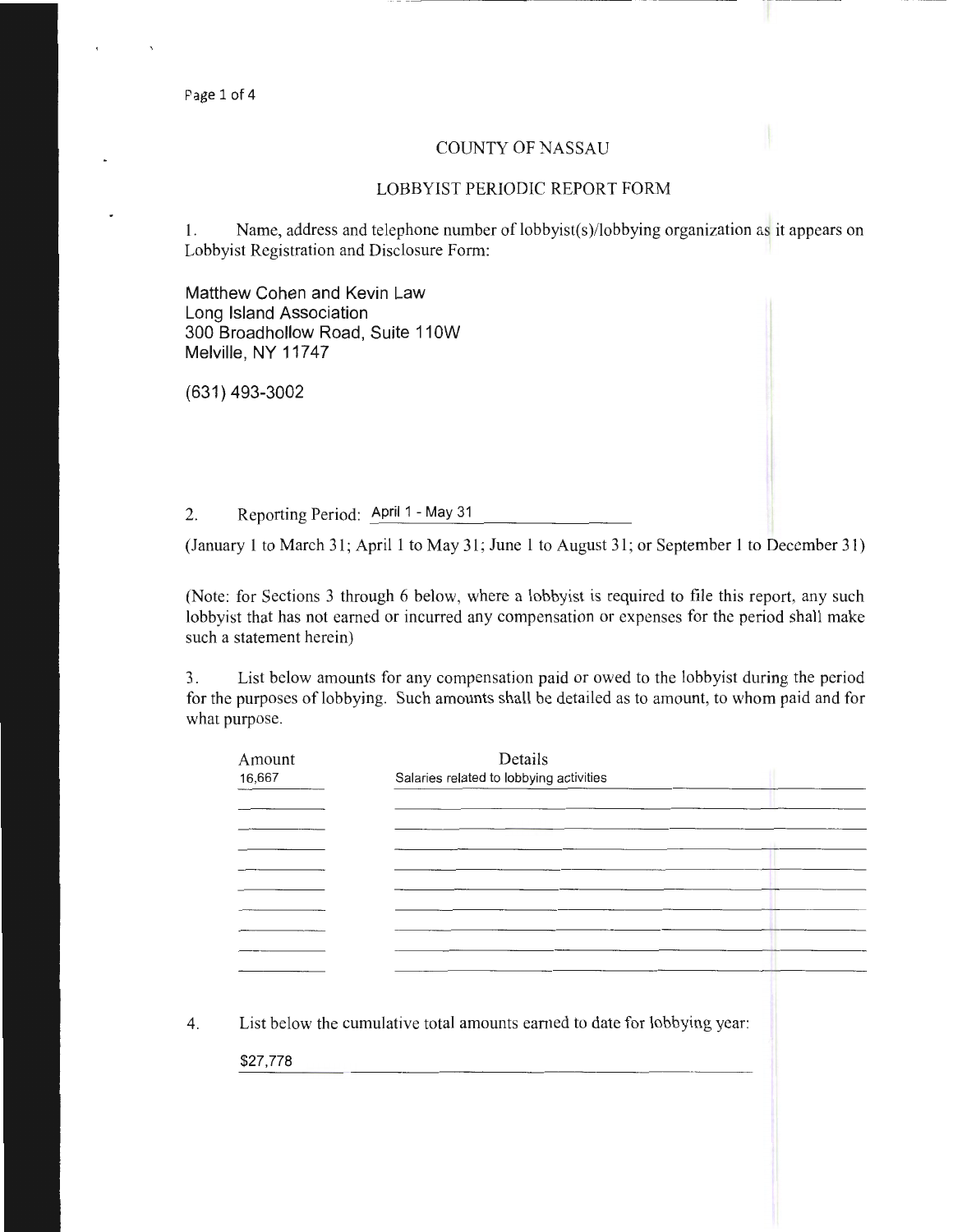# COUNTY OF NASSAU

## LOBBYIST PERIODIC REPORT FORM

1. Name, address and telephone number of lobbyist(s)/lobbying organization as it appears on Lobbyist Registration and Disclosure Form:

Matthew Cohen and Kevin Law
Long Island Association
300 Broadhollow Road, Suite 110W
Melville, NY 11747

(631) 493-3002

2. Reporting Period: April 1 - May 31

(January 1 to March 31; April 1 to May 31; June 1 to August 31; or September 1 to December 31)

(Note: for Sections 3 through 6 below, where a lobbyist is required to file this report, any such lobbyist that has not earned or incurred any compensation or expenses for the period shall make such a statement herein)

3. List below amounts for any compensation paid or owed to the lobbyist during the period for the purposes of lobbying. Such amounts shall be detailed as to amount, to whom paid and for what purpose.

| Amount | Details |
|---|---|
| 16,667 | Salaries related to lobbying activities |

4. List below the cumulative total amounts earned to date for lobbying year:

$27,778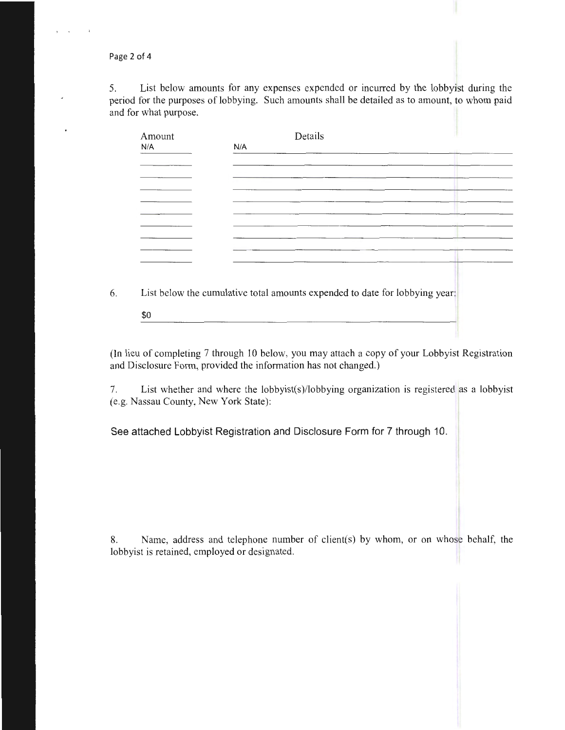5. List below amounts for any expenses expended or incurred by the lobbyist during the period for the purposes of lobbying. Such amounts shall be detailed as to amount, to whom paid and for what purpose.

| Amount | Details |
| --- | --- |
| N/A | N/A |
| | |
| | |
| | |
| | |
| | |
| | |
| | |
| | |
| | |

6. List below the cumulative total amounts expended to date for lobbying year:

$0

(In lieu of completing 7 through 10 below, you may attach a copy of your Lobbyist Registration and Disclosure Form, provided the information has not changed.)

7. List whether and where the lobbyist(s)/lobbying organization is registered as a lobbyist (e.g. Nassau County, New York State):

See attached Lobbyist Registration and Disclosure Form for 7 through 10.

8. Name, address and telephone number of client(s) by whom, or on whose behalf, the lobbyist is retained, employed or designated.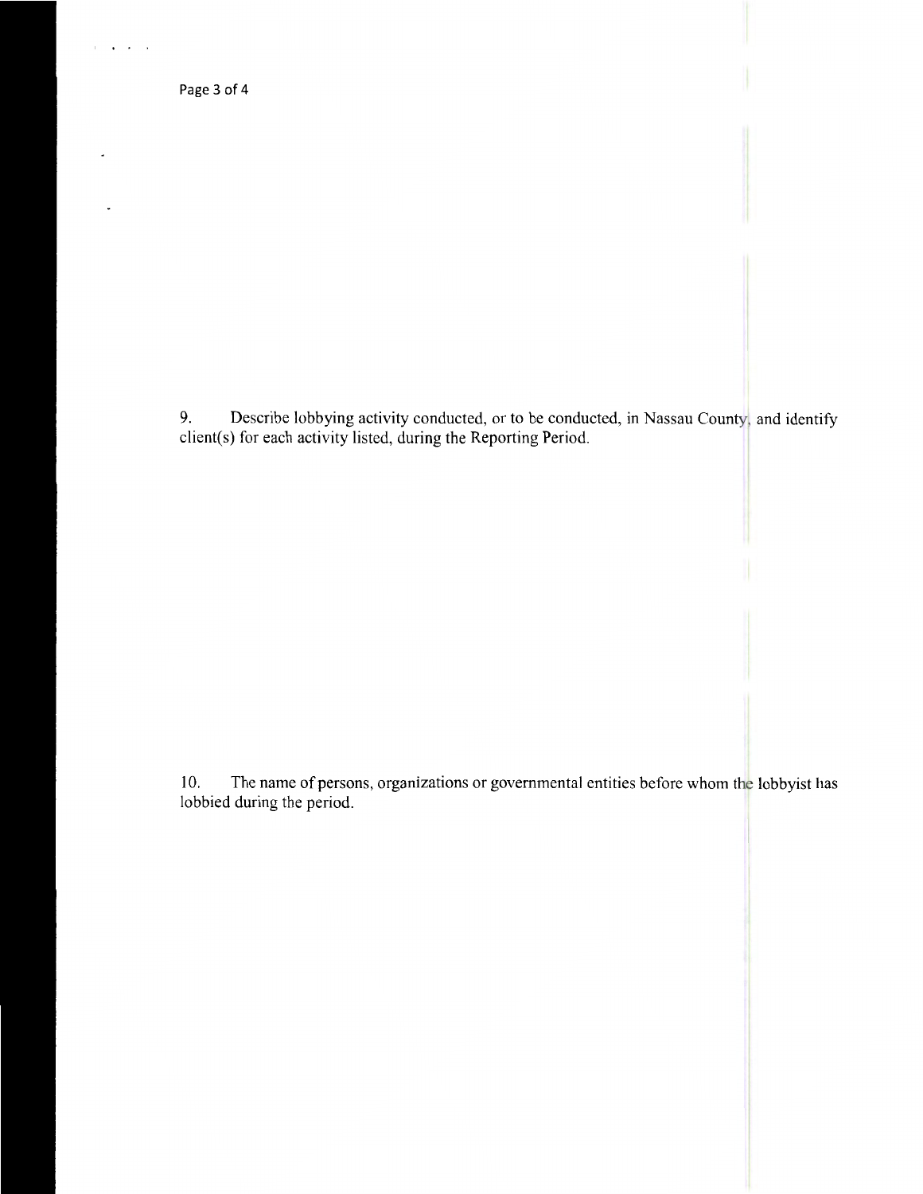9. Describe lobbying activity conducted, or to be conducted, in Nassau County, and identify client(s) for each activity listed, during the Reporting Period.

10. The name of persons, organizations or governmental entities before whom the lobbyist has lobbied during the period.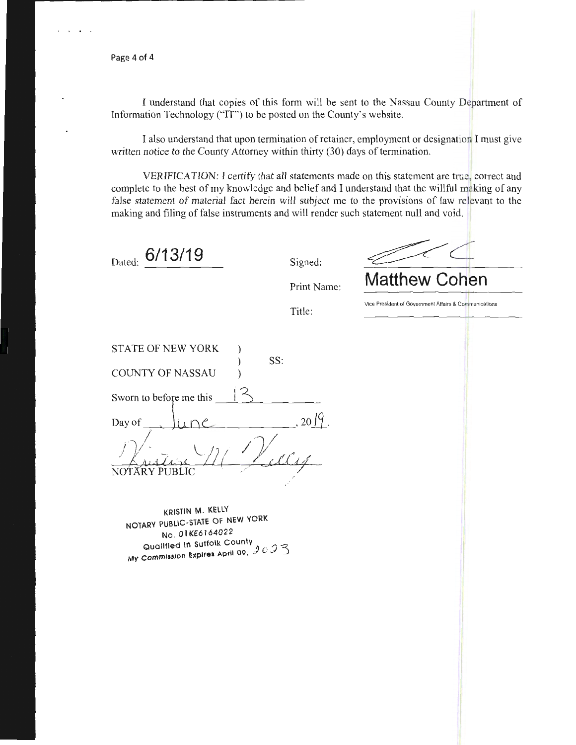I understand that copies of this form will be sent to the Nassau County Department of Information Technology ("IT") to be posted on the County's website.

I also understand that upon termination of retainer, employment or designation I must give written notice to the County Attorney within thirty (30) days of termination.

VERIFICATION: I certify that all statements made on this statement are true, correct and complete to the best of my knowledge and belief and I understand that the willful making of any false statement of material fact herein will subject me to the provisions of law relevant to the making and filing of false instruments and will render such statement null and void.

Dated: 6/13/19

Signed: [signature]

Print Name: Matthew Cohen

Title: Vice President of Government Affairs & Communications

STATE OF NEW YORK )
) SS:
COUNTY OF NASSAU )

Sworn to before me this 13

Day of June, 2019.

[signature]
NOTARY PUBLIC

KRISTIN M. KELLY
NOTARY PUBLIC-STATE OF NEW YORK
No. 01KE6164022
Qualified in Suffolk County
My Commission Expires April 09, 2023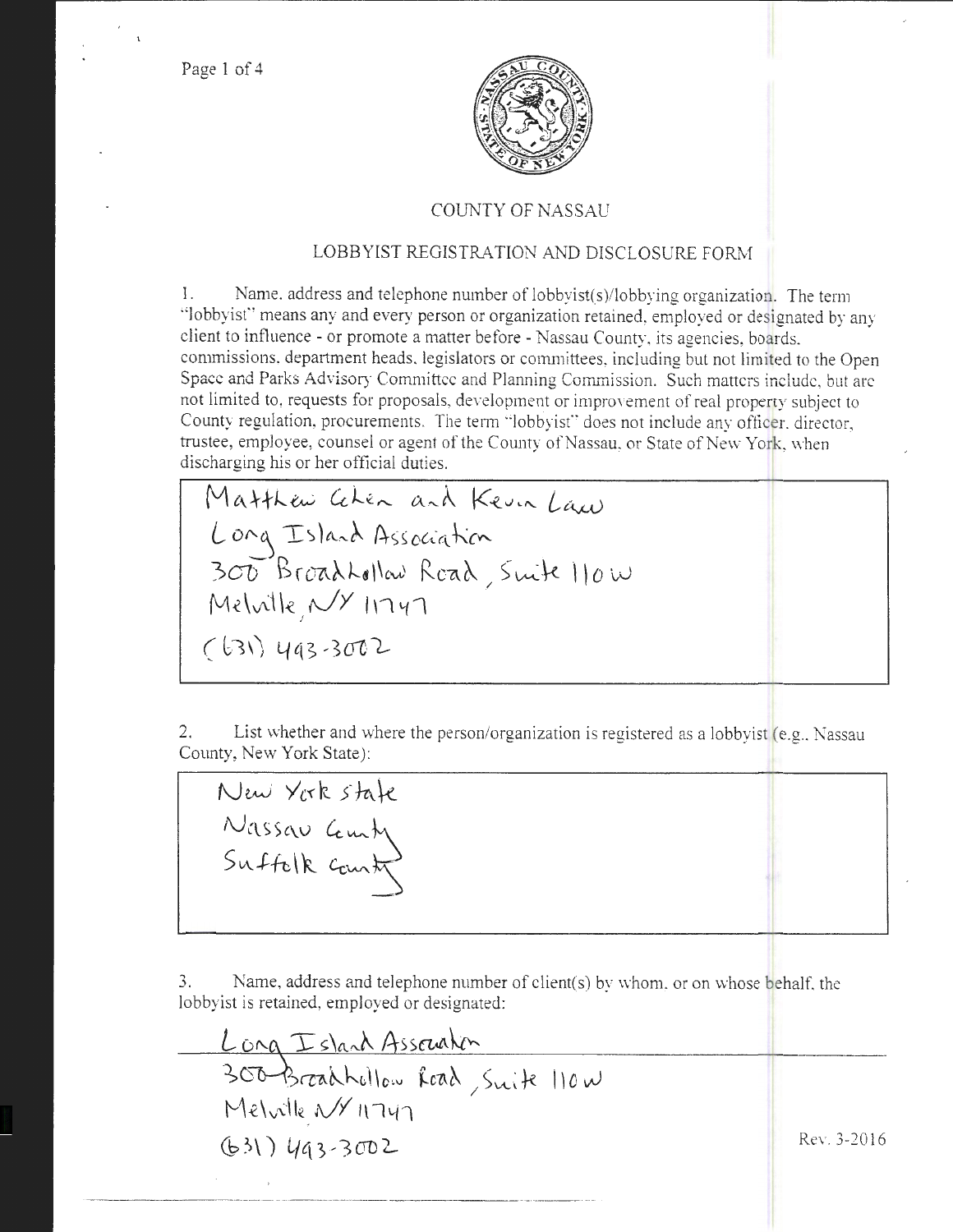# COUNTY OF NASSAU

## LOBBYIST REGISTRATION AND DISCLOSURE FORM

1. Name, address and telephone number of lobbyist(s)/lobbying organization. The term "lobbyist" means any and every person or organization retained, employed or designated by any client to influence - or promote a matter before - Nassau County, its agencies, boards, commissions, department heads, legislators or committees, including but not limited to the Open Space and Parks Advisory Committee and Planning Commission. Such matters include, but are not limited to, requests for proposals, development or improvement of real property subject to County regulation, procurements. The term "lobbyist" does not include any officer, director, trustee, employee, counsel or agent of the County of Nassau, or State of New York, when discharging his or her official duties.

Matthew Cohen and Kevin Law
Long Island Association
300 Broadhollow Road, Suite 110W
Melville, NY 11747
(631) 493-3002

2. List whether and where the person/organization is registered as a lobbyist (e.g., Nassau County, New York State):

New York State
Nassau County
Suffolk County

3. Name, address and telephone number of client(s) by whom, or on whose behalf, the lobbyist is retained, employed or designated:

Long Island Association
300 Broadhollow Road, Suite 110W
Melville NY 11747
(631) 493-3002

Rev. 3-2016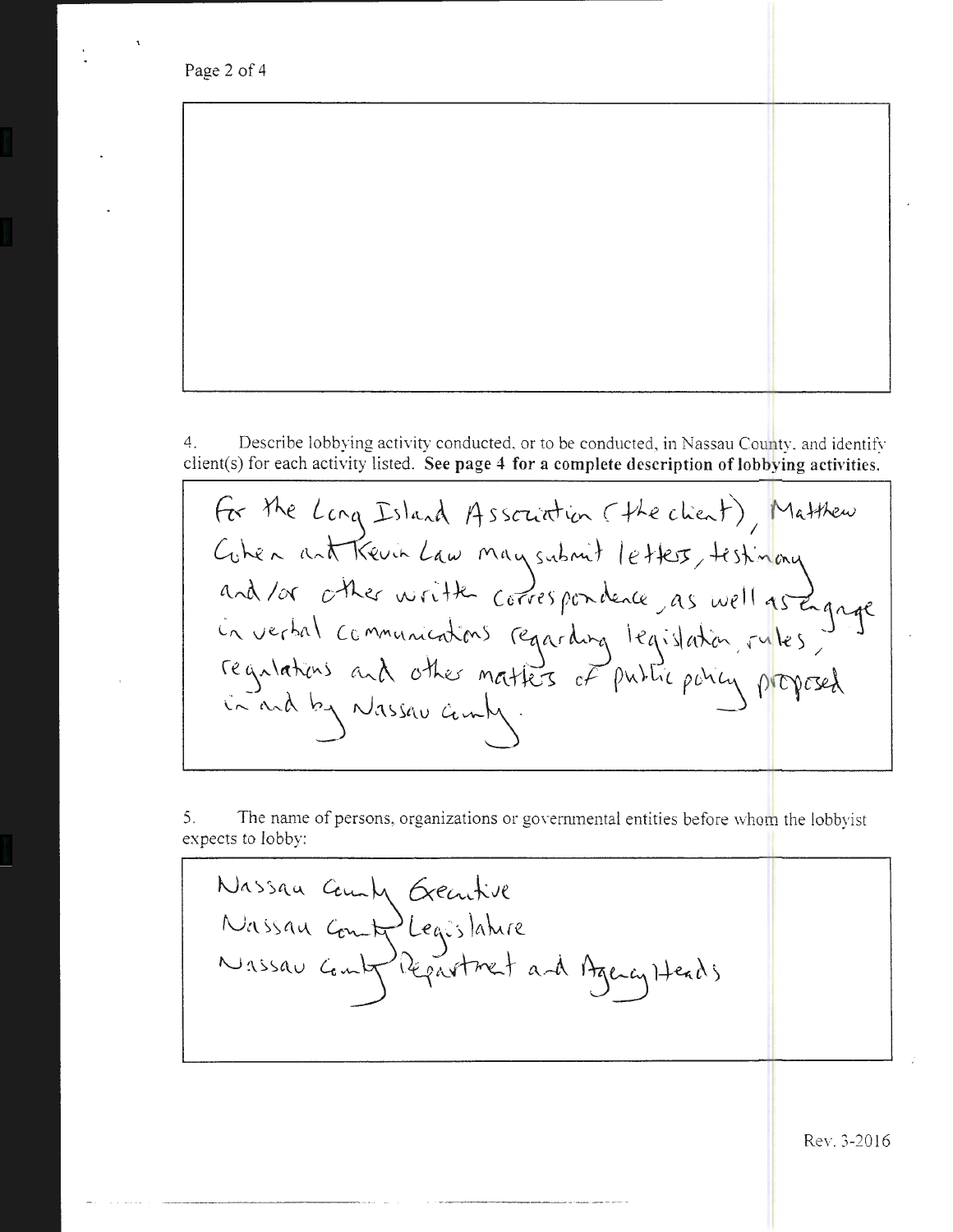4. Describe lobbying activity conducted, or to be conducted, in Nassau County, and identify client(s) for each activity listed. **See page 4 for a complete description of lobbying activities.**

For the Long Island Association (the client), Matthew Cohen and Kevin Law may submit letters, testimony and/or other written correspondence, as well as engage in verbal communications regarding legislation, rules, regulations and other matters of public policy proposed in and by Nassau County.

5. The name of persons, organizations or governmental entities before whom the lobbyist expects to lobby:

Nassau County Executive
Nassau County Legislature
Nassau County Department and Agency Heads

Rev. 3-2016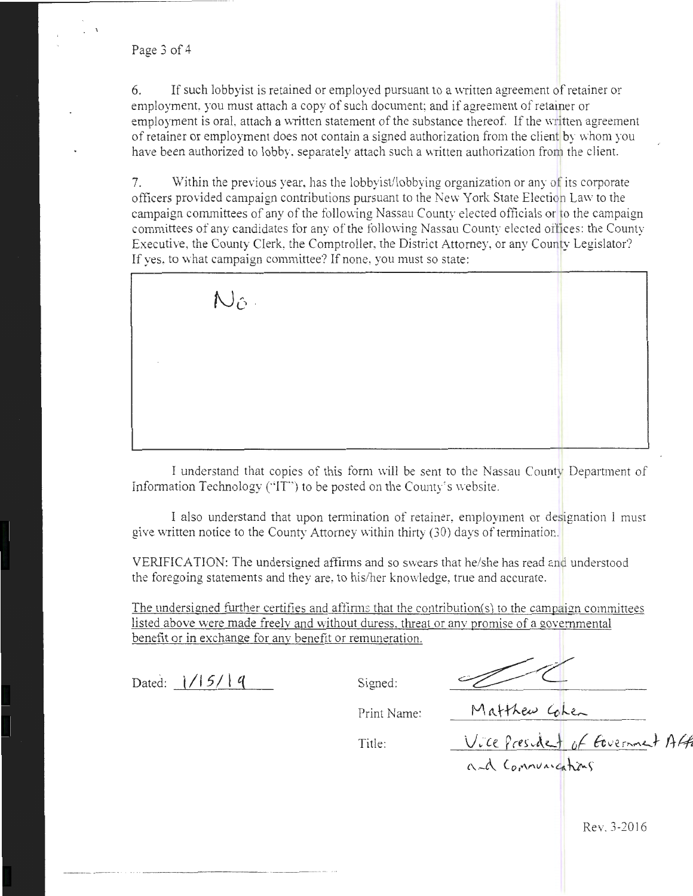6. If such lobbyist is retained or employed pursuant to a written agreement of retainer or employment, you must attach a copy of such document; and if agreement of retainer or employment is oral, attach a written statement of the substance thereof. If the written agreement of retainer or employment does not contain a signed authorization from the client by whom you have been authorized to lobby, separately attach such a written authorization from the client.

7. Within the previous year, has the lobbyist/lobbying organization or any of its corporate officers provided campaign contributions pursuant to the New York State Election Law to the campaign committees of any of the following Nassau County elected officials or to the campaign committees of any candidates for any of the following Nassau County elected offices: the County Executive, the County Clerk, the Comptroller, the District Attorney, or any County Legislator? If yes, to what campaign committee? If none, you must so state:

No.

I understand that copies of this form will be sent to the Nassau County Department of Information Technology ("IT") to be posted on the County's website.

I also understand that upon termination of retainer, employment or designation I must give written notice to the County Attorney within thirty (30) days of termination.

VERIFICATION: The undersigned affirms and so swears that he/she has read and understood the foregoing statements and they are, to his/her knowledge, true and accurate.

<u>The undersigned further certifies and affirms that the contribution(s) to the campaign committees listed above were made freely and without duress, threat or any promise of a governmental benefit or in exchange for any benefit or remuneration.</u>

Dated: 1/15/19

Signed: [signature]

Print Name: Matthew Cohen

Title: Vice President of Government Aff and Communications

Rev. 3-2016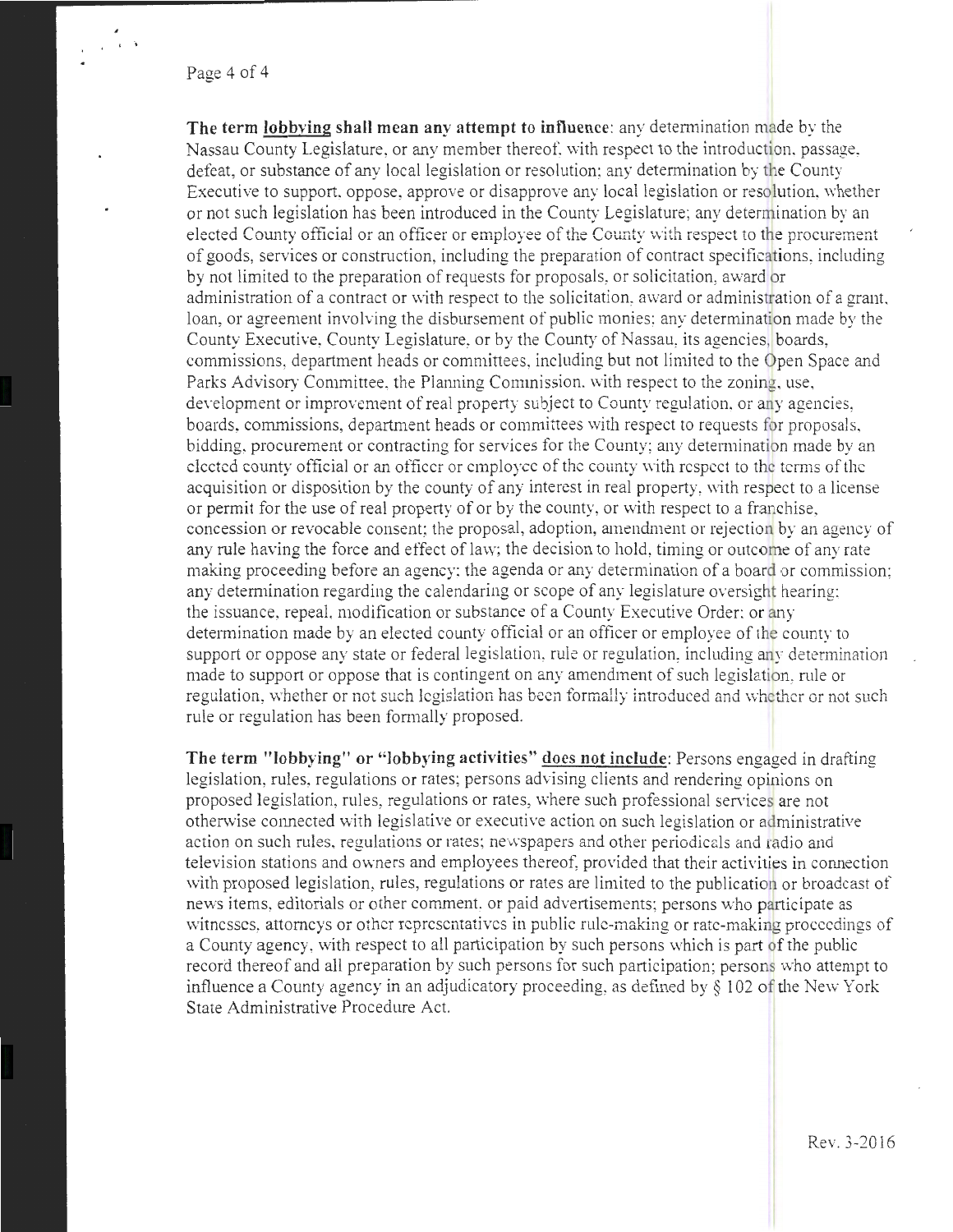**The term lobbying shall mean any attempt to influence**: any determination made by the Nassau County Legislature, or any member thereof, with respect to the introduction, passage, defeat, or substance of any local legislation or resolution; any determination by the County Executive to support, oppose, approve or disapprove any local legislation or resolution, whether or not such legislation has been introduced in the County Legislature; any determination by an elected County official or an officer or employee of the County with respect to the procurement of goods, services or construction, including the preparation of contract specifications, including by not limited to the preparation of requests for proposals, or solicitation, award or administration of a contract or with respect to the solicitation, award or administration of a grant, loan, or agreement involving the disbursement of public monies; any determination made by the County Executive, County Legislature, or by the County of Nassau, its agencies, boards, commissions, department heads or committees, including but not limited to the Open Space and Parks Advisory Committee, the Planning Commission, with respect to the zoning, use, development or improvement of real property subject to County regulation, or any agencies, boards, commissions, department heads or committees with respect to requests for proposals, bidding, procurement or contracting for services for the County; any determination made by an elected county official or an officer or employee of the county with respect to the terms of the acquisition or disposition by the county of any interest in real property, with respect to a license or permit for the use of real property of or by the county, or with respect to a franchise, concession or revocable consent; the proposal, adoption, amendment or rejection by an agency of any rule having the force and effect of law; the decision to hold, timing or outcome of any rate making proceeding before an agency; the agenda or any determination of a board or commission; any determination regarding the calendaring or scope of any legislature oversight hearing; the issuance, repeal, modification or substance of a County Executive Order; or any determination made by an elected county official or an officer or employee of the county to support or oppose any state or federal legislation, rule or regulation, including any determination made to support or oppose that is contingent on any amendment of such legislation, rule or regulation, whether or not such legislation has been formally introduced and whether or not such rule or regulation has been formally proposed.

**The term "lobbying" or "lobbying activities" does not include**: Persons engaged in drafting legislation, rules, regulations or rates; persons advising clients and rendering opinions on proposed legislation, rules, regulations or rates, where such professional services are not otherwise connected with legislative or executive action on such legislation or administrative action on such rules, regulations or rates; newspapers and other periodicals and radio and television stations and owners and employees thereof, provided that their activities in connection with proposed legislation, rules, regulations or rates are limited to the publication or broadcast of news items, editorials or other comment, or paid advertisements; persons who participate as witnesses, attorneys or other representatives in public rule-making or rate-making proceedings of a County agency, with respect to all participation by such persons which is part of the public record thereof and all preparation by such persons for such participation; persons who attempt to influence a County agency in an adjudicatory proceeding, as defined by § 102 of the New York State Administrative Procedure Act.

Rev. 3-2016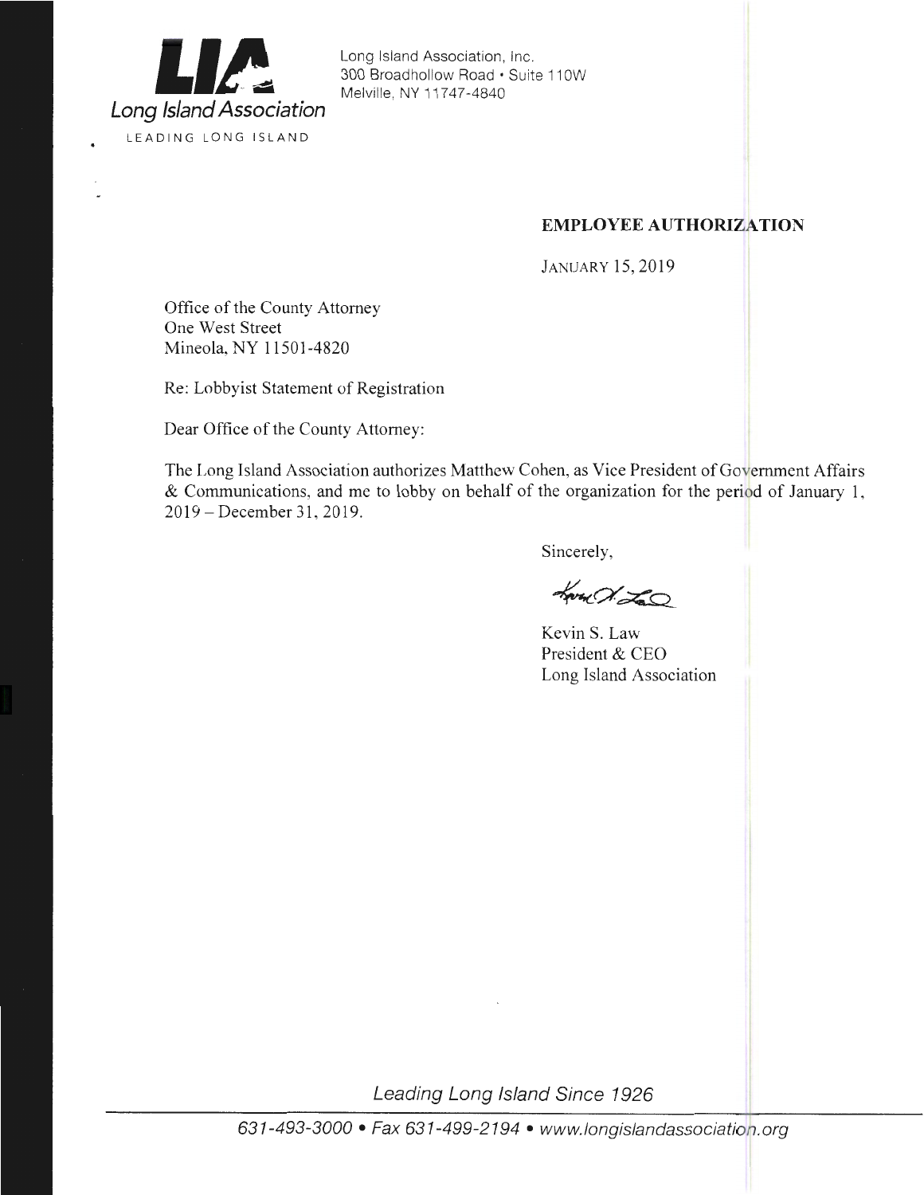**LIA**
*Long Island Association*
LEADING LONG ISLAND

Long Island Association, Inc.
300 Broadhollow Road • Suite 110W
Melville, NY 11747-4840

**EMPLOYEE AUTHORIZATION**

JANUARY 15, 2019

Office of the County Attorney
One West Street
Mineola, NY 11501-4820

Re: Lobbyist Statement of Registration

Dear Office of the County Attorney:

The Long Island Association authorizes Matthew Cohen, as Vice President of Government Affairs & Communications, and me to lobby on behalf of the organization for the period of January 1, 2019 – December 31, 2019.

Sincerely,

Kevin S. Law
President & CEO
Long Island Association

*Leading Long Island Since 1926*

*631-493-3000 • Fax 631-499-2194 • www.longislandassociation.org*